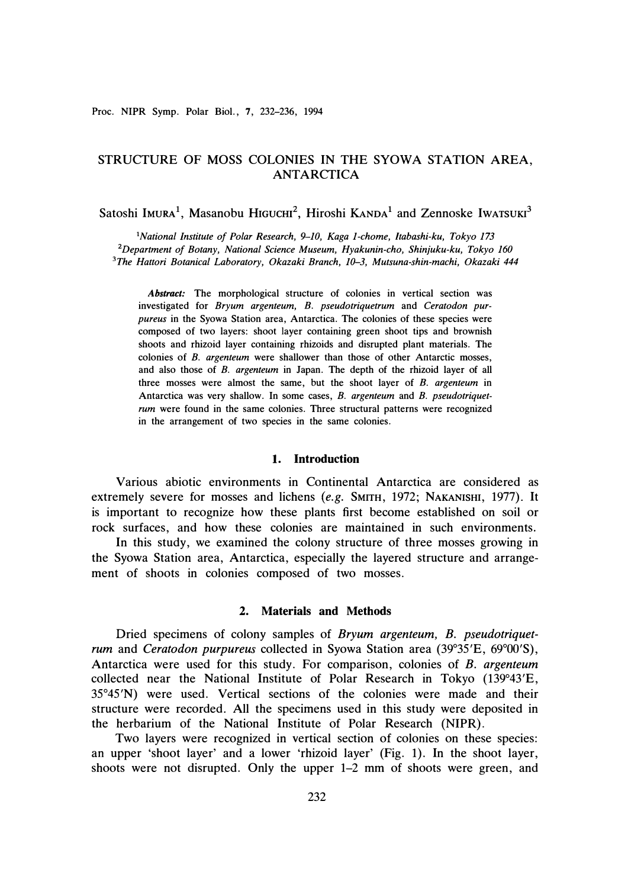# STRUCTURE OF MOSS COLONIES IN THE SYOWA STATION AREA, ANTARCTICA

Satoshi IMURA[1], Masanobu HIGUCHI[2], Hiroshi KANDA[1] and Zennoske IWATSUKI[3]

[1]*National Institute of Polar Research, 9–10, Kaga 1-chome, Itabashi-ku, Tokyo 173*
[2]*Department of Botany, National Science Museum, Hyakunin-cho, Shinjuku-ku, Tokyo 160*
[3]*The Hattori Botanical Laboratory, Okazaki Branch, 10–3, Mutsuna-shin-machi, Okazaki 444*

***Abstract:*** The morphological structure of colonies in vertical section was investigated for *Bryum argenteum*, *B. pseudotriquetrum* and *Ceratodon purpureus* in the Syowa Station area, Antarctica. The colonies of these species were composed of two layers: shoot layer containing green shoot tips and brownish shoots and rhizoid layer containing rhizoids and disrupted plant materials. The colonies of *B. argenteum* were shallower than those of other Antarctic mosses, and also those of *B. argenteum* in Japan. The depth of the rhizoid layer of all three mosses were almost the same, but the shoot layer of *B. argenteum* in Antarctica was very shallow. In some cases, *B. argenteum* and *B. pseudotriquetrum* were found in the same colonies. Three structural patterns were recognized in the arrangement of two species in the same colonies.

## 1. Introduction

Various abiotic environments in Continental Antarctica are considered as extremely severe for mosses and lichens (*e.g.* SMITH, 1972; NAKANISHI, 1977). It is important to recognize how these plants first become established on soil or rock surfaces, and how these colonies are maintained in such environments.

In this study, we examined the colony structure of three mosses growing in the Syowa Station area, Antarctica, especially the layered structure and arrangement of shoots in colonies composed of two mosses.

## 2. Materials and Methods

Dried specimens of colony samples of *Bryum argenteum*, *B. pseudotriquetrum* and *Ceratodon purpureus* collected in Syowa Station area (39°35′E, 69°00′S), Antarctica were used for this study. For comparison, colonies of *B. argenteum* collected near the National Institute of Polar Research in Tokyo (139°43′E, 35°45′N) were used. Vertical sections of the colonies were made and their structure were recorded. All the specimens used in this study were deposited in the herbarium of the National Institute of Polar Research (NIPR).

Two layers were recognized in vertical section of colonies on these species: an upper 'shoot layer' and a lower 'rhizoid layer' (Fig. 1). In the shoot layer, shoots were not disrupted. Only the upper 1–2 mm of shoots were green, and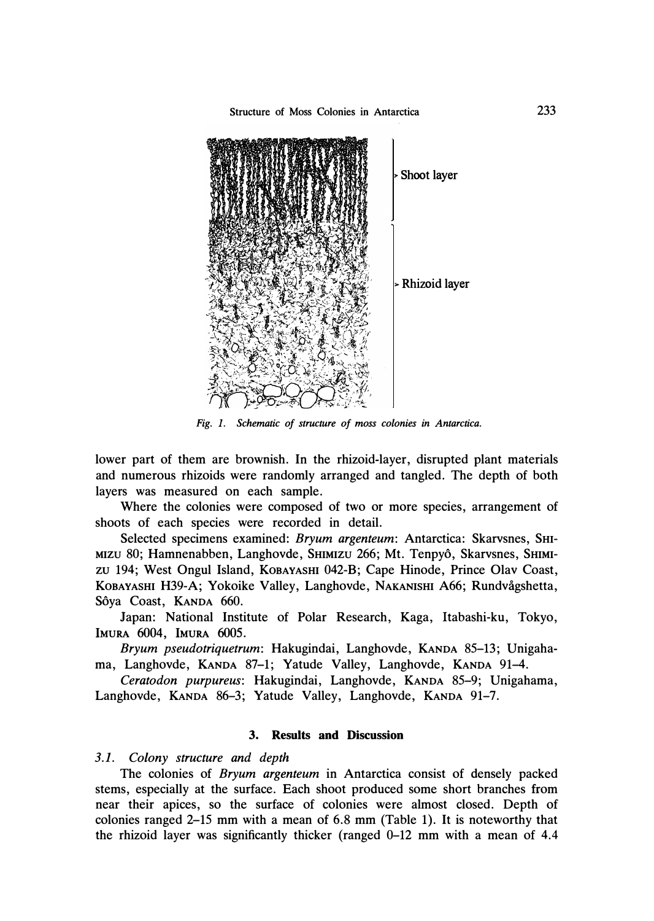Shoot layer

Rhizoid layer

*Fig. 1. Schematic of structure of moss colonies in Antarctica.*

lower part of them are brownish. In the rhizoid-layer, disrupted plant materials and numerous rhizoids were randomly arranged and tangled. The depth of both layers was measured on each sample.

Where the colonies were composed of two or more species, arrangement of shoots of each species were recorded in detail.

Selected specimens examined: *Bryum argenteum*: Antarctica: Skarvsnes, SHIMIZU 80; Hamnenabben, Langhovde, SHIMIZU 266; Mt. Tenpyô, Skarvsnes, SHIMIZU 194; West Ongul Island, KOBAYASHI 042-B; Cape Hinode, Prince Olav Coast, KOBAYASHI H39-A; Yokoike Valley, Langhovde, NAKANISHI A66; Rundvågshetta, Sôya Coast, KANDA 660.

Japan: National Institute of Polar Research, Kaga, Itabashi-ku, Tokyo, IMURA 6004, IMURA 6005.

*Bryum pseudotriquetrum*: Hakugindai, Langhovde, KANDA 85–13; Unigahama, Langhovde, KANDA 87–1; Yatude Valley, Langhovde, KANDA 91–4.

*Ceratodon purpureus*: Hakugindai, Langhovde, KANDA 85–9; Unigahama, Langhovde, KANDA 86–3; Yatude Valley, Langhovde, KANDA 91–7.

## 3. Results and Discussion

### 3.1. Colony structure and depth

The colonies of *Bryum argenteum* in Antarctica consist of densely packed stems, especially at the surface. Each shoot produced some short branches from near their apices, so the surface of colonies were almost closed. Depth of colonies ranged 2–15 mm with a mean of 6.8 mm (Table 1). It is noteworthy that the rhizoid layer was significantly thicker (ranged 0–12 mm with a mean of 4.4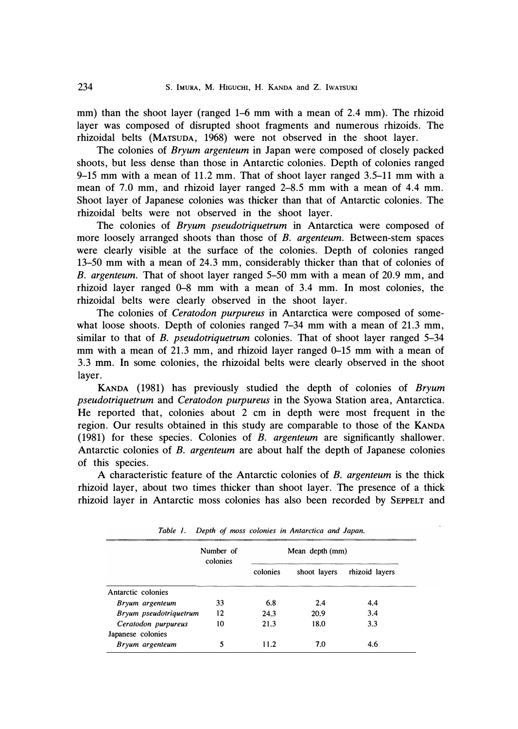mm) than the shoot layer (ranged 1–6 mm with a mean of 2.4 mm). The rhizoid layer was composed of disrupted shoot fragments and numerous rhizoids. The rhizoidal belts (MATSUDA, 1968) were not observed in the shoot layer.

The colonies of *Bryum argenteum* in Japan were composed of closely packed shoots, but less dense than those in Antarctic colonies. Depth of colonies ranged 9–15 mm with a mean of 11.2 mm. That of shoot layer ranged 3.5–11 mm with a mean of 7.0 mm, and rhizoid layer ranged 2–8.5 mm with a mean of 4.4 mm. Shoot layer of Japanese colonies was thicker than that of Antarctic colonies. The rhizoidal belts were not observed in the shoot layer.

The colonies of *Bryum pseudotriquetrum* in Antarctica were composed of more loosely arranged shoots than those of *B. argenteum*. Between-stem spaces were clearly visible at the surface of the colonies. Depth of colonies ranged 13–50 mm with a mean of 24.3 mm, considerably thicker than that of colonies of *B. argenteum*. That of shoot layer ranged 5–50 mm with a mean of 20.9 mm, and rhizoid layer ranged 0–8 mm with a mean of 3.4 mm. In most colonies, the rhizoidal belts were clearly observed in the shoot layer.

The colonies of *Ceratodon purpureus* in Antarctica were composed of somewhat loose shoots. Depth of colonies ranged 7–34 mm with a mean of 21.3 mm, similar to that of *B. pseudotriquetrum* colonies. That of shoot layer ranged 5–34 mm with a mean of 21.3 mm, and rhizoid layer ranged 0–15 mm with a mean of 3.3 mm. In some colonies, the rhizoidal belts were clearly observed in the shoot layer.

KANDA (1981) has previously studied the depth of colonies of *Bryum pseudotriquetrum* and *Ceratodon purpureus* in the Syowa Station area, Antarctica. He reported that, colonies about 2 cm in depth were most frequent in the region. Our results obtained in this study are comparable to those of the KANDA (1981) for these species. Colonies of *B. argenteum* are significantly shallower. Antarctic colonies of *B. argenteum* are about half the depth of Japanese colonies of this species.

A characteristic feature of the Antarctic colonies of *B. argenteum* is the thick rhizoid layer, about two times thicker than shoot layer. The presence of a thick rhizoid layer in Antarctic moss colonies has also been recorded by SEPPELT and

*Table 1. Depth of moss colonies in Antarctica and Japan.*

| | Number of colonies | Mean depth (mm) | | |
|---|---|---|---|---|
| | | colonies | shoot layers | rhizoid layers |
| Antarctic colonies | | | | |
| *Bryum argenteum* | 33 | 6.8 | 2.4 | 4.4 |
| *Bryum pseudotriquetrum* | 12 | 24.3 | 20.9 | 3.4 |
| *Ceratodon purpureus* | 10 | 21.3 | 18.0 | 3.3 |
| Japanese colonies | | | | |
| *Bryum argenteum* | 5 | 11.2 | 7.0 | 4.6 |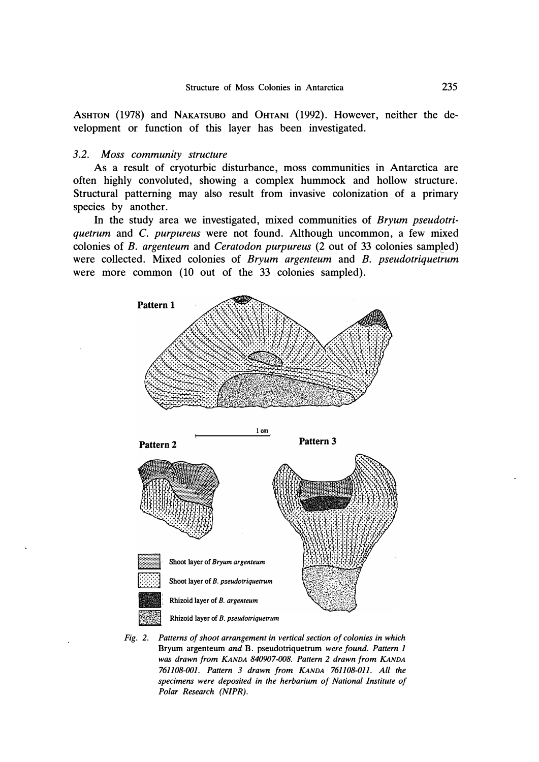ASHTON (1978) and NAKATSUBO and OHTANI (1992). However, neither the development or function of this layer has been investigated.

### 3.2. *Moss community structure*

As a result of cryoturbic disturbance, moss communities in Antarctica are often highly convoluted, showing a complex hummock and hollow structure. Structural patterning may also result from invasive colonization of a primary species by another.

In the study area we investigated, mixed communities of *Bryum pseudotriquetrum* and *C. purpureus* were not found. Although uncommon, a few mixed colonies of *B. argenteum* and *Ceratodon purpureus* (2 out of 33 colonies sampled) were collected. Mixed colonies of *Bryum argenteum* and *B. pseudotriquetrum* were more common (10 out of the 33 colonies sampled).

Pattern 1

1 cm

Pattern 2

Pattern 3

Shoot layer of *Bryum argenteum*

Shoot layer of *B. pseudotriquetrum*

Rhizoid layer of *B. argenteum*

Rhizoid layer of *B. pseudotriquetrum*

*Fig. 2. Patterns of shoot arrangement in vertical section of colonies in which* Bryum argenteum *and* B. pseudotriquetrum *were found. Pattern 1 was drawn from* KANDA *840907-008. Pattern 2 drawn from* KANDA *761108-001. Pattern 3 drawn from* KANDA *761108-011. All the specimens were deposited in the herbarium of National Institute of Polar Research (NIPR).*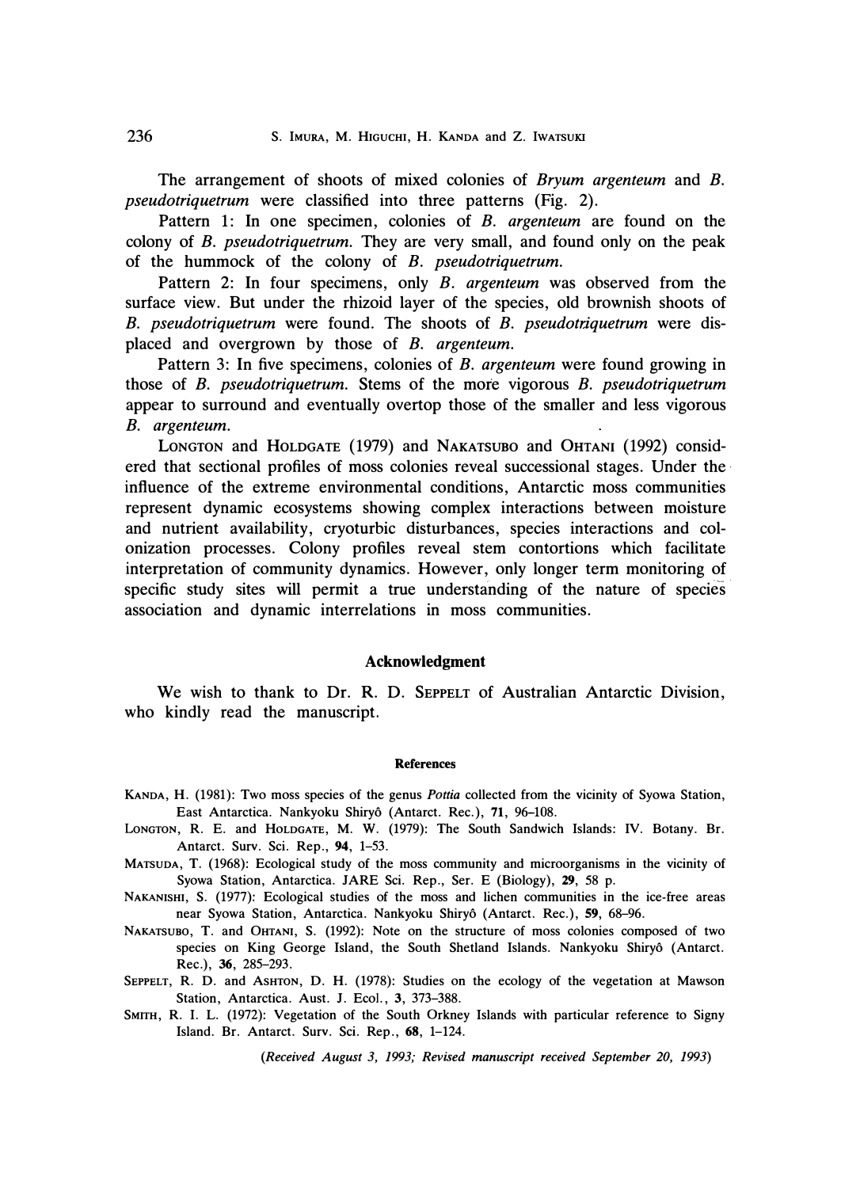The arrangement of shoots of mixed colonies of *Bryum argenteum* and *B. pseudotriquetrum* were classified into three patterns (Fig. 2).

Pattern 1: In one specimen, colonies of *B. argenteum* are found on the colony of *B. pseudotriquetrum*. They are very small, and found only on the peak of the hummock of the colony of *B. pseudotriquetrum*.

Pattern 2: In four specimens, only *B. argenteum* was observed from the surface view. But under the rhizoid layer of the species, old brownish shoots of *B. pseudotriquetrum* were found. The shoots of *B. pseudotriquetrum* were displaced and overgrown by those of *B. argenteum*.

Pattern 3: In five specimens, colonies of *B. argenteum* were found growing in those of *B. pseudotriquetrum*. Stems of the more vigorous *B. pseudotriquetrum* appear to surround and eventually overtop those of the smaller and less vigorous *B. argenteum*.

LONGTON and HOLDGATE (1979) and NAKATSUBO and OHTANI (1992) considered that sectional profiles of moss colonies reveal successional stages. Under the influence of the extreme environmental conditions, Antarctic moss communities represent dynamic ecosystems showing complex interactions between moisture and nutrient availability, cryoturbic disturbances, species interactions and colonization processes. Colony profiles reveal stem contortions which facilitate interpretation of community dynamics. However, only longer term monitoring of specific study sites will permit a true understanding of the nature of species association and dynamic interrelations in moss communities.

## Acknowledgment

We wish to thank to Dr. R. D. SEPPELT of Australian Antarctic Division, who kindly read the manuscript.

### References

KANDA, H. (1981): Two moss species of the genus *Pottia* collected from the vicinity of Syowa Station, East Antarctica. Nankyoku Shiryô (Antarct. Rec.), 71, 96–108.

LONGTON, R. E. and HOLDGATE, M. W. (1979): The South Sandwich Islands: IV. Botany. Br. Antarct. Surv. Sci. Rep., 94, 1–53.

MATSUDA, T. (1968): Ecological study of the moss community and microorganisms in the vicinity of Syowa Station, Antarctica. JARE Sci. Rep., Ser. E (Biology), 29, 58 p.

NAKANISHI, S. (1977): Ecological studies of the moss and lichen communities in the ice-free areas near Syowa Station, Antarctica. Nankyoku Shiryô (Antarct. Rec.), 59, 68–96.

NAKATSUBO, T. and OHTANI, S. (1992): Note on the structure of moss colonies composed of two species on King George Island, the South Shetland Islands. Nankyoku Shiryô (Antarct. Rec.), 36, 285–293.

SEPPELT, R. D. and ASHTON, D. H. (1978): Studies on the ecology of the vegetation at Mawson Station, Antarctica. Aust. J. Ecol., 3, 373–388.

SMITH, R. I. L. (1972): Vegetation of the South Orkney Islands with particular reference to Signy Island. Br. Antarct. Surv. Sci. Rep., 68, 1–124.

*(Received August 3, 1993; Revised manuscript received September 20, 1993)*